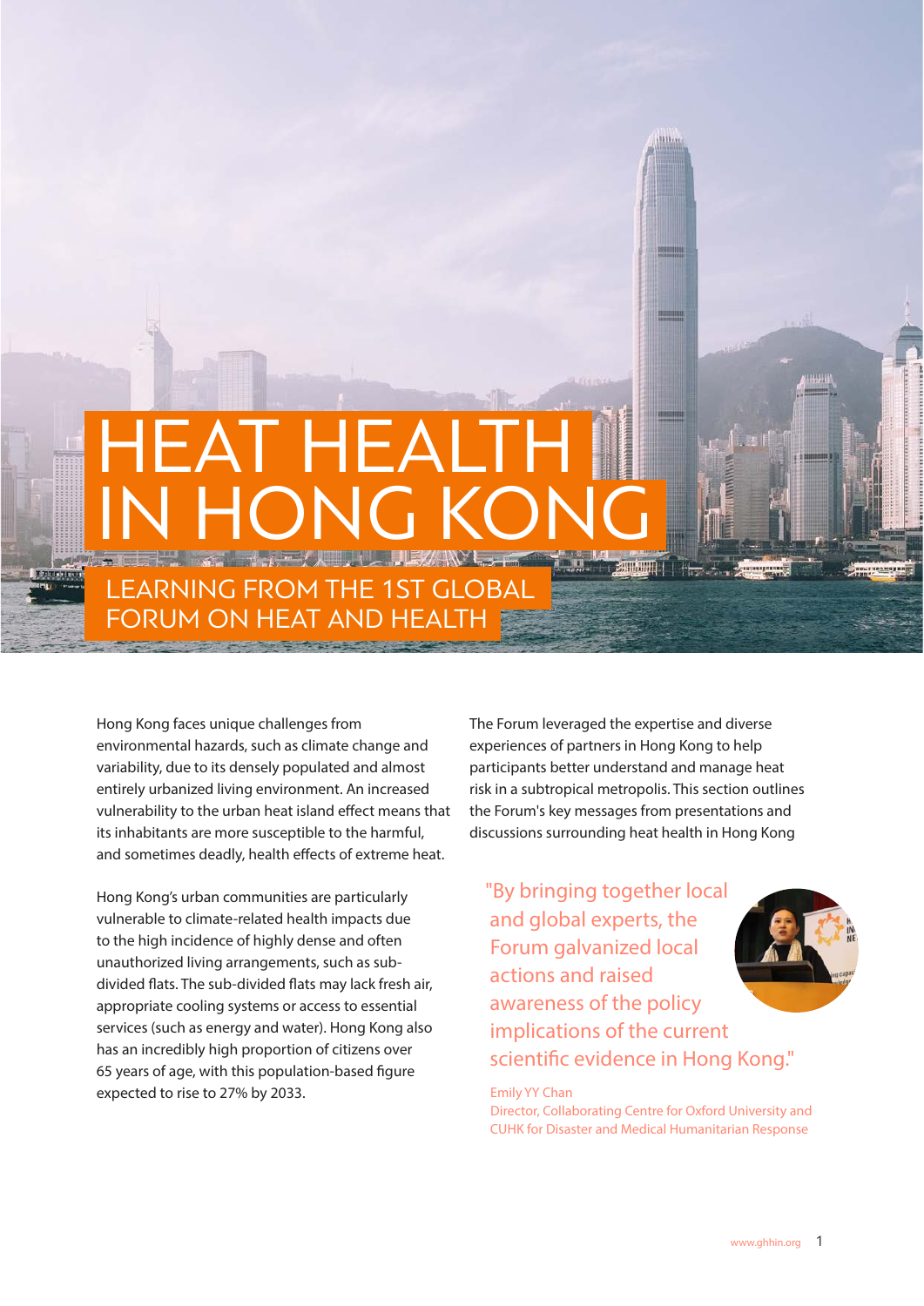# HEAT HEALTH IN HONG KONG

## LEARNING FROM THE 1ST GLOBAL FORUM ON HEAT AND HEALTH

Hong Kong faces unique challenges from environmental hazards, such as climate change and variability, due to its densely populated and almost entirely urbanized living environment. An increased vulnerability to the urban heat island effect means that its inhabitants are more susceptible to the harmful, and sometimes deadly, health effects of extreme heat.

Hong Kong's urban communities are particularly vulnerable to climate-related health impacts due to the high incidence of highly dense and often unauthorized living arrangements, such as sub-divided flats. The sub-divided flats may lack fresh air, appropriate cooling systems or access to essential services (such as energy and water). Hong Kong also has an incredibly high proportion of citizens over 65 years of age, with this population-based figure expected to rise to 27% by 2033.

The Forum leveraged the expertise and diverse experiences of partners in Hong Kong to help participants better understand and manage heat risk in a subtropical metropolis. This section outlines the Forum's key messages from presentations and discussions surrounding heat health in Hong Kong

> "By bringing together local and global experts, the Forum galvanized local actions and raised awareness of the policy implications of the current scientific evidence in Hong Kong."
>
> Emily YY Chan
> Director, Collaborating Centre for Oxford University and CUHK for Disaster and Medical Humanitarian Response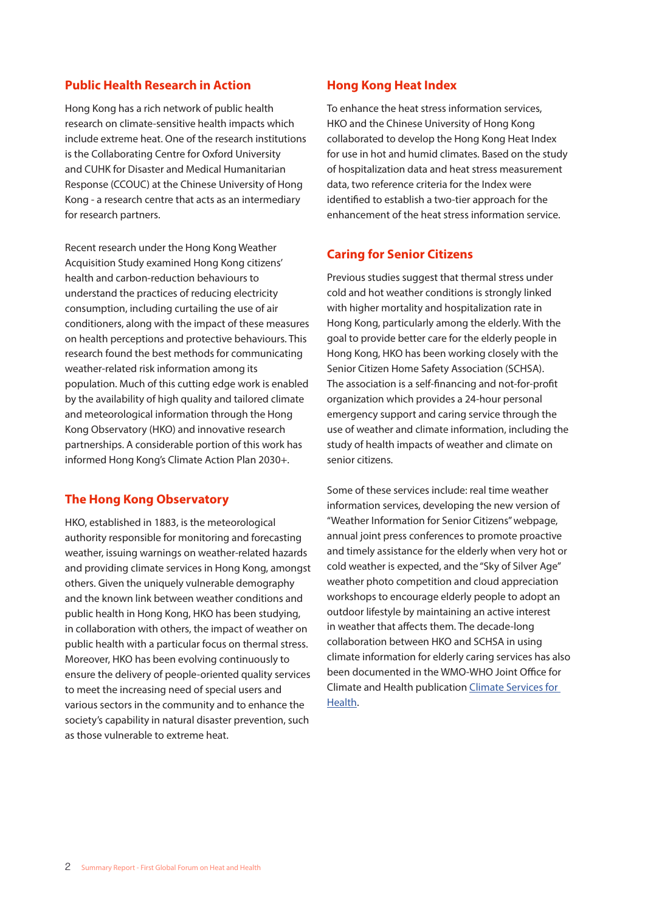## Public Health Research in Action

Hong Kong has a rich network of public health research on climate-sensitive health impacts which include extreme heat. One of the research institutions is the Collaborating Centre for Oxford University and CUHK for Disaster and Medical Humanitarian Response (CCOUC) at the Chinese University of Hong Kong - a research centre that acts as an intermediary for research partners.

Recent research under the Hong Kong Weather Acquisition Study examined Hong Kong citizens' health and carbon-reduction behaviours to understand the practices of reducing electricity consumption, including curtailing the use of air conditioners, along with the impact of these measures on health perceptions and protective behaviours. This research found the best methods for communicating weather-related risk information among its population. Much of this cutting edge work is enabled by the availability of high quality and tailored climate and meteorological information through the Hong Kong Observatory (HKO) and innovative research partnerships. A considerable portion of this work has informed Hong Kong's Climate Action Plan 2030+.

## The Hong Kong Observatory

HKO, established in 1883, is the meteorological authority responsible for monitoring and forecasting weather, issuing warnings on weather-related hazards and providing climate services in Hong Kong, amongst others. Given the uniquely vulnerable demography and the known link between weather conditions and public health in Hong Kong, HKO has been studying, in collaboration with others, the impact of weather on public health with a particular focus on thermal stress. Moreover, HKO has been evolving continuously to ensure the delivery of people-oriented quality services to meet the increasing need of special users and various sectors in the community and to enhance the society's capability in natural disaster prevention, such as those vulnerable to extreme heat.

## Hong Kong Heat Index

To enhance the heat stress information services, HKO and the Chinese University of Hong Kong collaborated to develop the Hong Kong Heat Index for use in hot and humid climates. Based on the study of hospitalization data and heat stress measurement data, two reference criteria for the Index were identified to establish a two-tier approach for the enhancement of the heat stress information service.

## Caring for Senior Citizens

Previous studies suggest that thermal stress under cold and hot weather conditions is strongly linked with higher mortality and hospitalization rate in Hong Kong, particularly among the elderly. With the goal to provide better care for the elderly people in Hong Kong, HKO has been working closely with the Senior Citizen Home Safety Association (SCHSA). The association is a self-financing and not-for-profit organization which provides a 24-hour personal emergency support and caring service through the use of weather and climate information, including the study of health impacts of weather and climate on senior citizens.

Some of these services include: real time weather information services, developing the new version of "Weather Information for Senior Citizens" webpage, annual joint press conferences to promote proactive and timely assistance for the elderly when very hot or cold weather is expected, and the "Sky of Silver Age" weather photo competition and cloud appreciation workshops to encourage elderly people to adopt an outdoor lifestyle by maintaining an active interest in weather that affects them. The decade-long collaboration between HKO and SCHSA in using climate information for elderly caring services has also been documented in the WMO-WHO Joint Office for Climate and Health publication Climate Services for Health.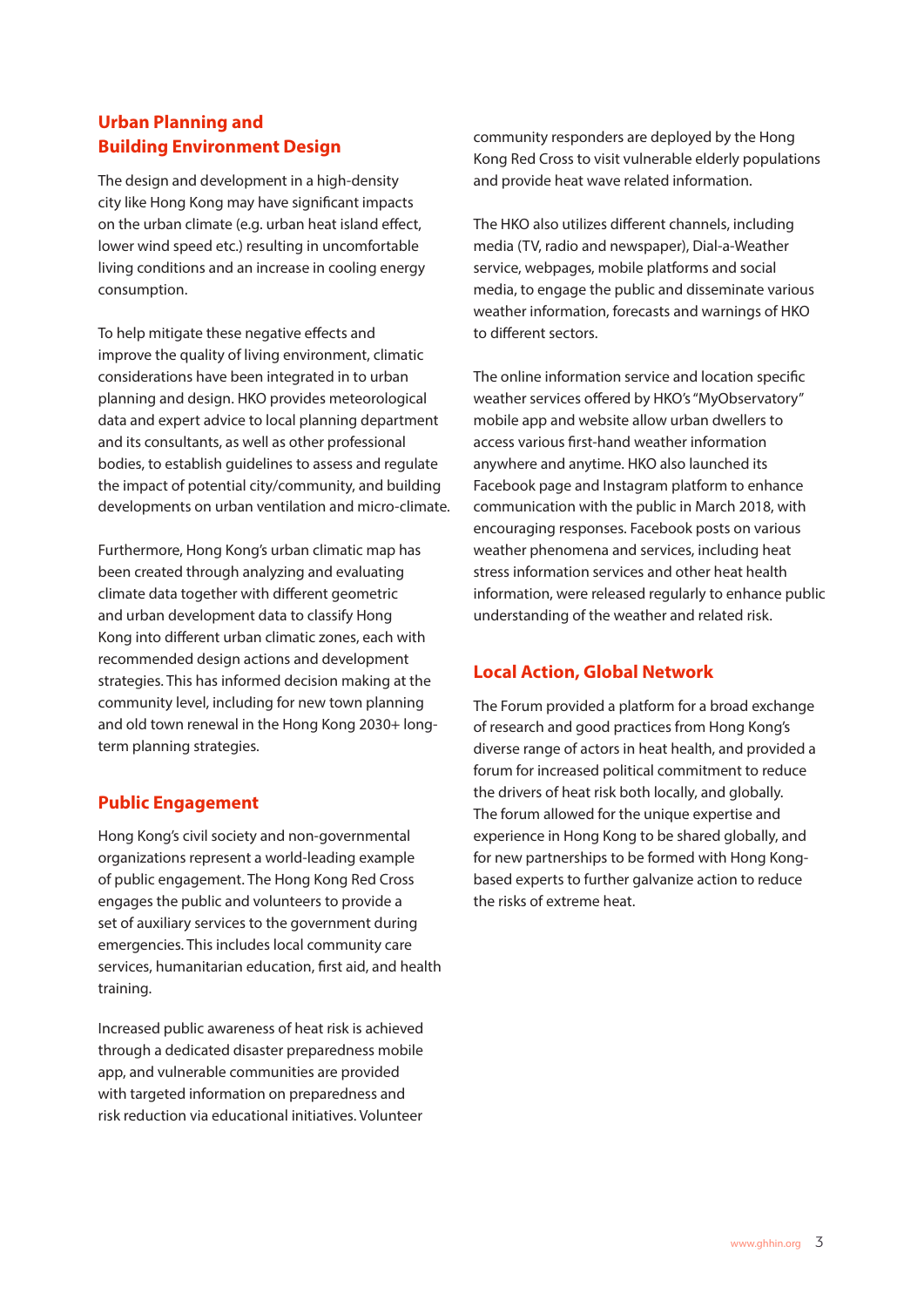## Urban Planning and Building Environment Design

The design and development in a high-density city like Hong Kong may have significant impacts on the urban climate (e.g. urban heat island effect, lower wind speed etc.) resulting in uncomfortable living conditions and an increase in cooling energy consumption.

To help mitigate these negative effects and improve the quality of living environment, climatic considerations have been integrated in to urban planning and design. HKO provides meteorological data and expert advice to local planning department and its consultants, as well as other professional bodies, to establish guidelines to assess and regulate the impact of potential city/community, and building developments on urban ventilation and micro-climate.

Furthermore, Hong Kong's urban climatic map has been created through analyzing and evaluating climate data together with different geometric and urban development data to classify Hong Kong into different urban climatic zones, each with recommended design actions and development strategies. This has informed decision making at the community level, including for new town planning and old town renewal in the Hong Kong 2030+ long-term planning strategies.

## Public Engagement

Hong Kong's civil society and non-governmental organizations represent a world-leading example of public engagement. The Hong Kong Red Cross engages the public and volunteers to provide a set of auxiliary services to the government during emergencies. This includes local community care services, humanitarian education, first aid, and health training.

Increased public awareness of heat risk is achieved through a dedicated disaster preparedness mobile app, and vulnerable communities are provided with targeted information on preparedness and risk reduction via educational initiatives. Volunteer community responders are deployed by the Hong Kong Red Cross to visit vulnerable elderly populations and provide heat wave related information.

The HKO also utilizes different channels, including media (TV, radio and newspaper), Dial-a-Weather service, webpages, mobile platforms and social media, to engage the public and disseminate various weather information, forecasts and warnings of HKO to different sectors.

The online information service and location specific weather services offered by HKO's "MyObservatory" mobile app and website allow urban dwellers to access various first-hand weather information anywhere and anytime. HKO also launched its Facebook page and Instagram platform to enhance communication with the public in March 2018, with encouraging responses. Facebook posts on various weather phenomena and services, including heat stress information services and other heat health information, were released regularly to enhance public understanding of the weather and related risk.

## Local Action, Global Network

The Forum provided a platform for a broad exchange of research and good practices from Hong Kong's diverse range of actors in heat health, and provided a forum for increased political commitment to reduce the drivers of heat risk both locally, and globally. The forum allowed for the unique expertise and experience in Hong Kong to be shared globally, and for new partnerships to be formed with Hong Kong-based experts to further galvanize action to reduce the risks of extreme heat.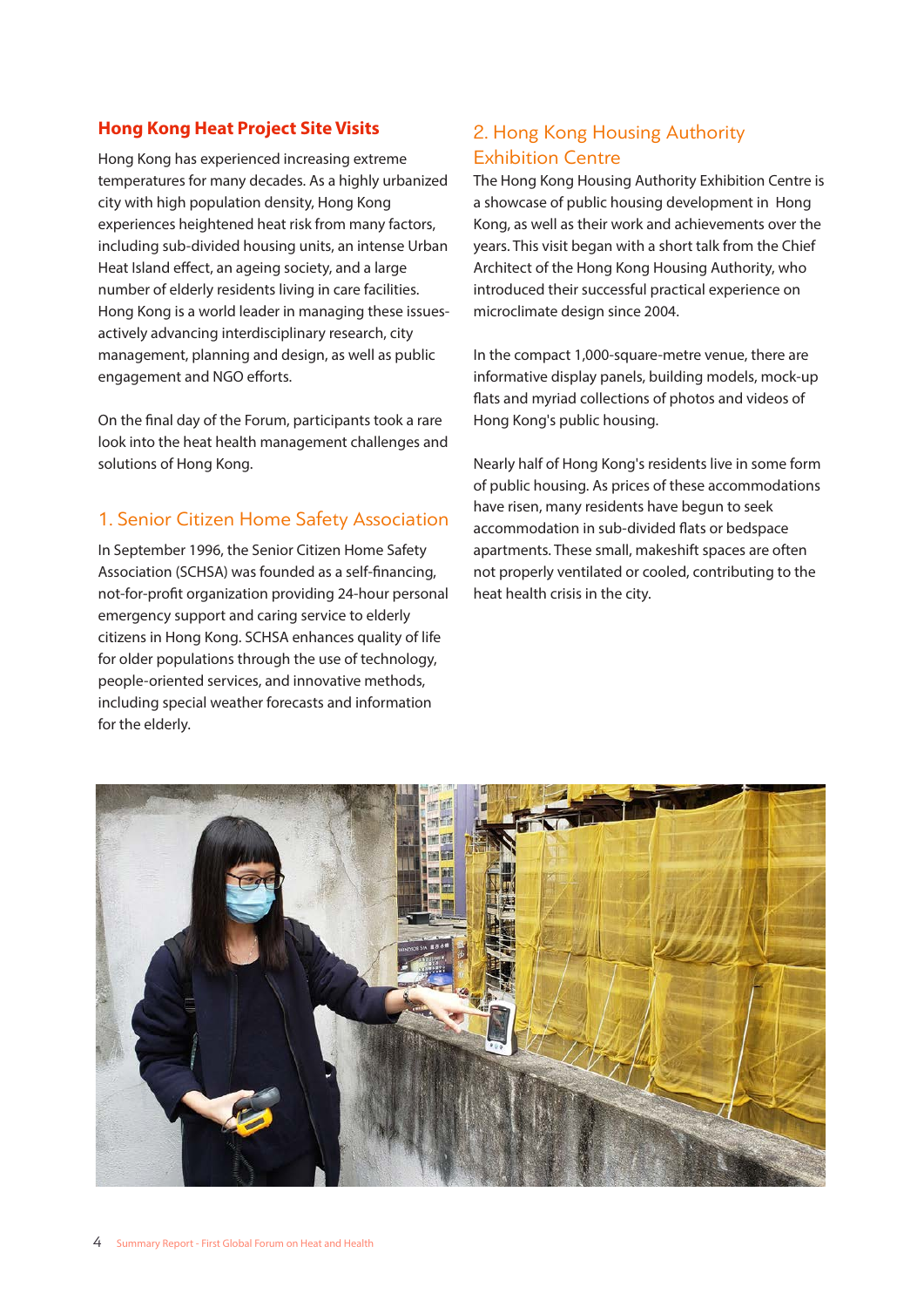## Hong Kong Heat Project Site Visits

Hong Kong has experienced increasing extreme temperatures for many decades. As a highly urbanized city with high population density, Hong Kong experiences heightened heat risk from many factors, including sub-divided housing units, an intense Urban Heat Island effect, an ageing society, and a large number of elderly residents living in care facilities. Hong Kong is a world leader in managing these issues- actively advancing interdisciplinary research, city management, planning and design, as well as public engagement and NGO efforts.

On the final day of the Forum, participants took a rare look into the heat health management challenges and solutions of Hong Kong.

### 1. Senior Citizen Home Safety Association

In September 1996, the Senior Citizen Home Safety Association (SCHSA) was founded as a self-financing, not-for-profit organization providing 24-hour personal emergency support and caring service to elderly citizens in Hong Kong. SCHSA enhances quality of life for older populations through the use of technology, people-oriented services, and innovative methods, including special weather forecasts and information for the elderly.

### 2. Hong Kong Housing Authority Exhibition Centre

The Hong Kong Housing Authority Exhibition Centre is a showcase of public housing development in Hong Kong, as well as their work and achievements over the years. This visit began with a short talk from the Chief Architect of the Hong Kong Housing Authority, who introduced their successful practical experience on microclimate design since 2004.

In the compact 1,000-square-metre venue, there are informative display panels, building models, mock-up flats and myriad collections of photos and videos of Hong Kong's public housing.

Nearly half of Hong Kong's residents live in some form of public housing. As prices of these accommodations have risen, many residents have begun to seek accommodation in sub-divided flats or bedspace apartments. These small, makeshift spaces are often not properly ventilated or cooled, contributing to the heat health crisis in the city.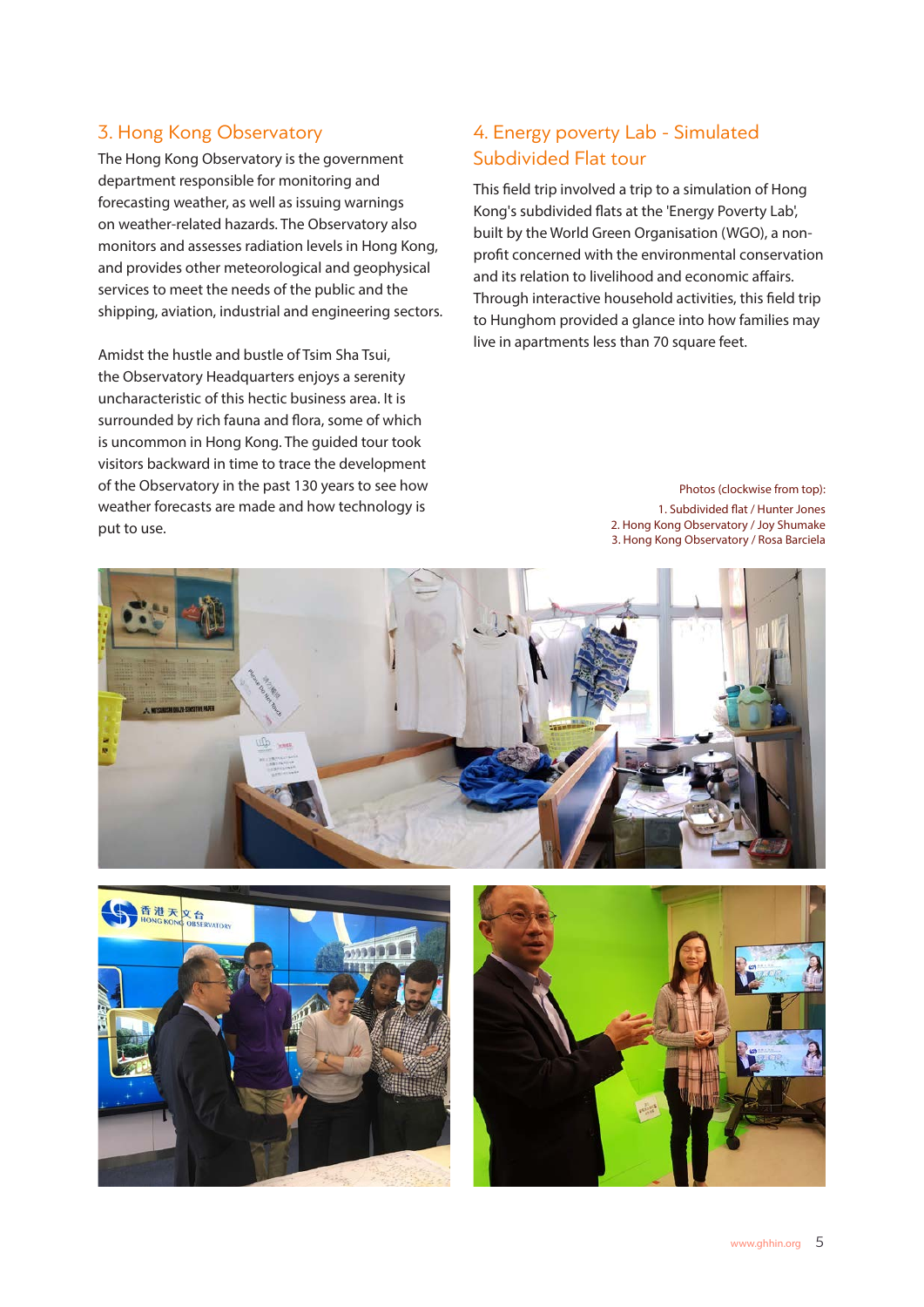## 3. Hong Kong Observatory

The Hong Kong Observatory is the government department responsible for monitoring and forecasting weather, as well as issuing warnings on weather-related hazards. The Observatory also monitors and assesses radiation levels in Hong Kong, and provides other meteorological and geophysical services to meet the needs of the public and the shipping, aviation, industrial and engineering sectors.

Amidst the hustle and bustle of Tsim Sha Tsui, the Observatory Headquarters enjoys a serenity uncharacteristic of this hectic business area. It is surrounded by rich fauna and flora, some of which is uncommon in Hong Kong. The guided tour took visitors backward in time to trace the development of the Observatory in the past 130 years to see how weather forecasts are made and how technology is put to use.

## 4. Energy poverty Lab - Simulated Subdivided Flat tour

This field trip involved a trip to a simulation of Hong Kong's subdivided flats at the 'Energy Poverty Lab', built by the World Green Organisation (WGO), a non-profit concerned with the environmental conservation and its relation to livelihood and economic affairs. Through interactive household activities, this field trip to Hunghom provided a glance into how families may live in apartments less than 70 square feet.

Photos (clockwise from top):
1. Subdivided flat / Hunter Jones
2. Hong Kong Observatory / Joy Shumake
3. Hong Kong Observatory / Rosa Barciela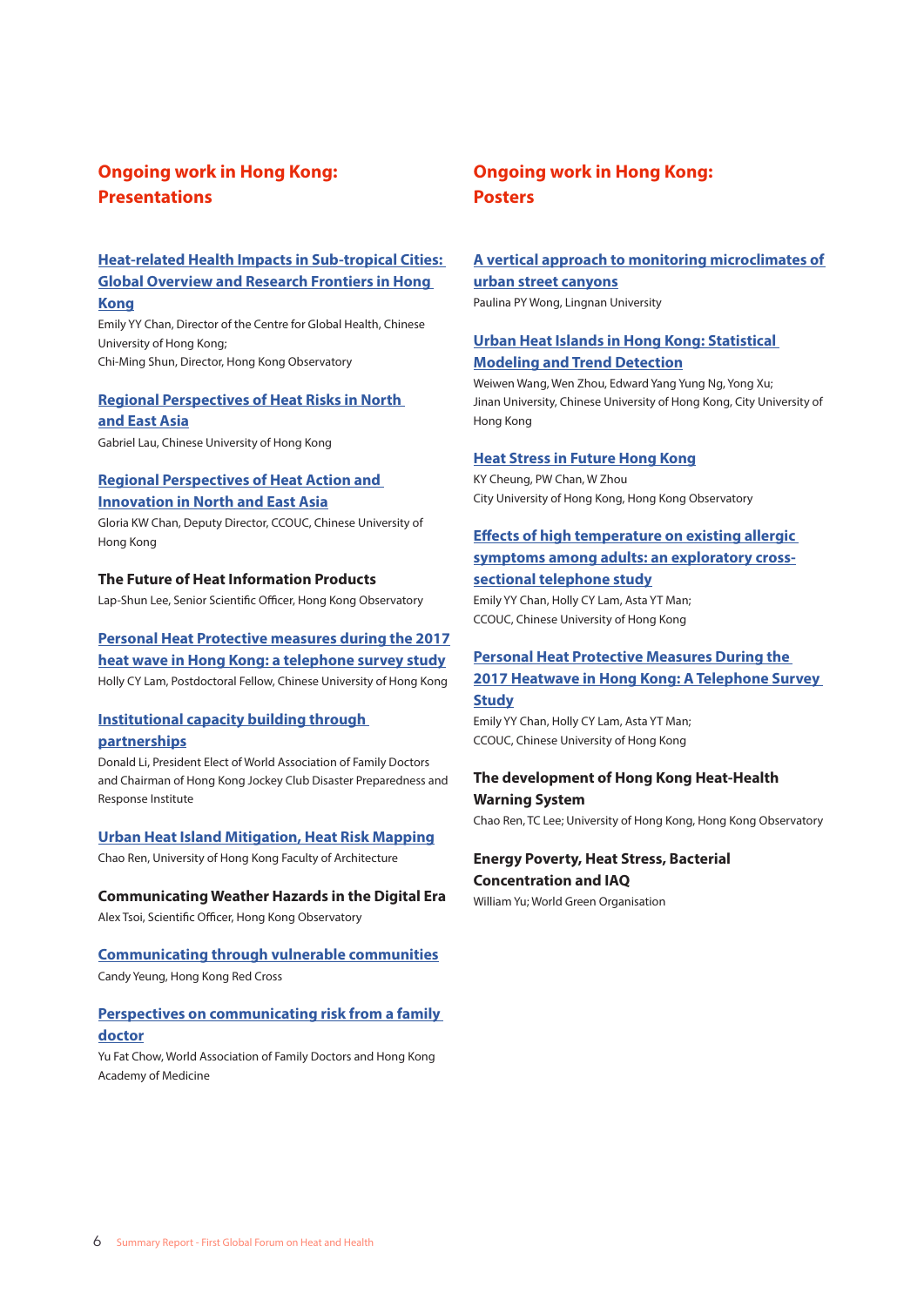## Ongoing work in Hong Kong: Presentations

**Heat-related Health Impacts in Sub-tropical Cities: Global Overview and Research Frontiers in Hong Kong**
Emily YY Chan, Director of the Centre for Global Health, Chinese University of Hong Kong;
Chi-Ming Shun, Director, Hong Kong Observatory

**Regional Perspectives of Heat Risks in North and East Asia**
Gabriel Lau, Chinese University of Hong Kong

**Regional Perspectives of Heat Action and Innovation in North and East Asia**
Gloria KW Chan, Deputy Director, CCOUC, Chinese University of Hong Kong

**The Future of Heat Information Products**
Lap-Shun Lee, Senior Scientific Officer, Hong Kong Observatory

**Personal Heat Protective measures during the 2017 heat wave in Hong Kong: a telephone survey study**
Holly CY Lam, Postdoctoral Fellow, Chinese University of Hong Kong

**Institutional capacity building through partnerships**
Donald Li, President Elect of World Association of Family Doctors and Chairman of Hong Kong Jockey Club Disaster Preparedness and Response Institute

**Urban Heat Island Mitigation, Heat Risk Mapping**
Chao Ren, University of Hong Kong Faculty of Architecture

**Communicating Weather Hazards in the Digital Era**
Alex Tsoi, Scientific Officer, Hong Kong Observatory

**Communicating through vulnerable communities**
Candy Yeung, Hong Kong Red Cross

**Perspectives on communicating risk from a family doctor**
Yu Fat Chow, World Association of Family Doctors and Hong Kong Academy of Medicine

## Ongoing work in Hong Kong: Posters

**A vertical approach to monitoring microclimates of urban street canyons**
Paulina PY Wong, Lingnan University

**Urban Heat Islands in Hong Kong: Statistical Modeling and Trend Detection**
Weiwen Wang, Wen Zhou, Edward Yang Yung Ng, Yong Xu;
Jinan University, Chinese University of Hong Kong, City University of Hong Kong

**Heat Stress in Future Hong Kong**
KY Cheung, PW Chan, W Zhou
City University of Hong Kong, Hong Kong Observatory

**Effects of high temperature on existing allergic symptoms among adults: an exploratory cross-sectional telephone study**
Emily YY Chan, Holly CY Lam, Asta YT Man;
CCOUC, Chinese University of Hong Kong

**Personal Heat Protective Measures During the 2017 Heatwave in Hong Kong: A Telephone Survey Study**
Emily YY Chan, Holly CY Lam, Asta YT Man;
CCOUC, Chinese University of Hong Kong

**The development of Hong Kong Heat-Health Warning System**
Chao Ren, TC Lee; University of Hong Kong, Hong Kong Observatory

**Energy Poverty, Heat Stress, Bacterial Concentration and IAQ**
William Yu; World Green Organisation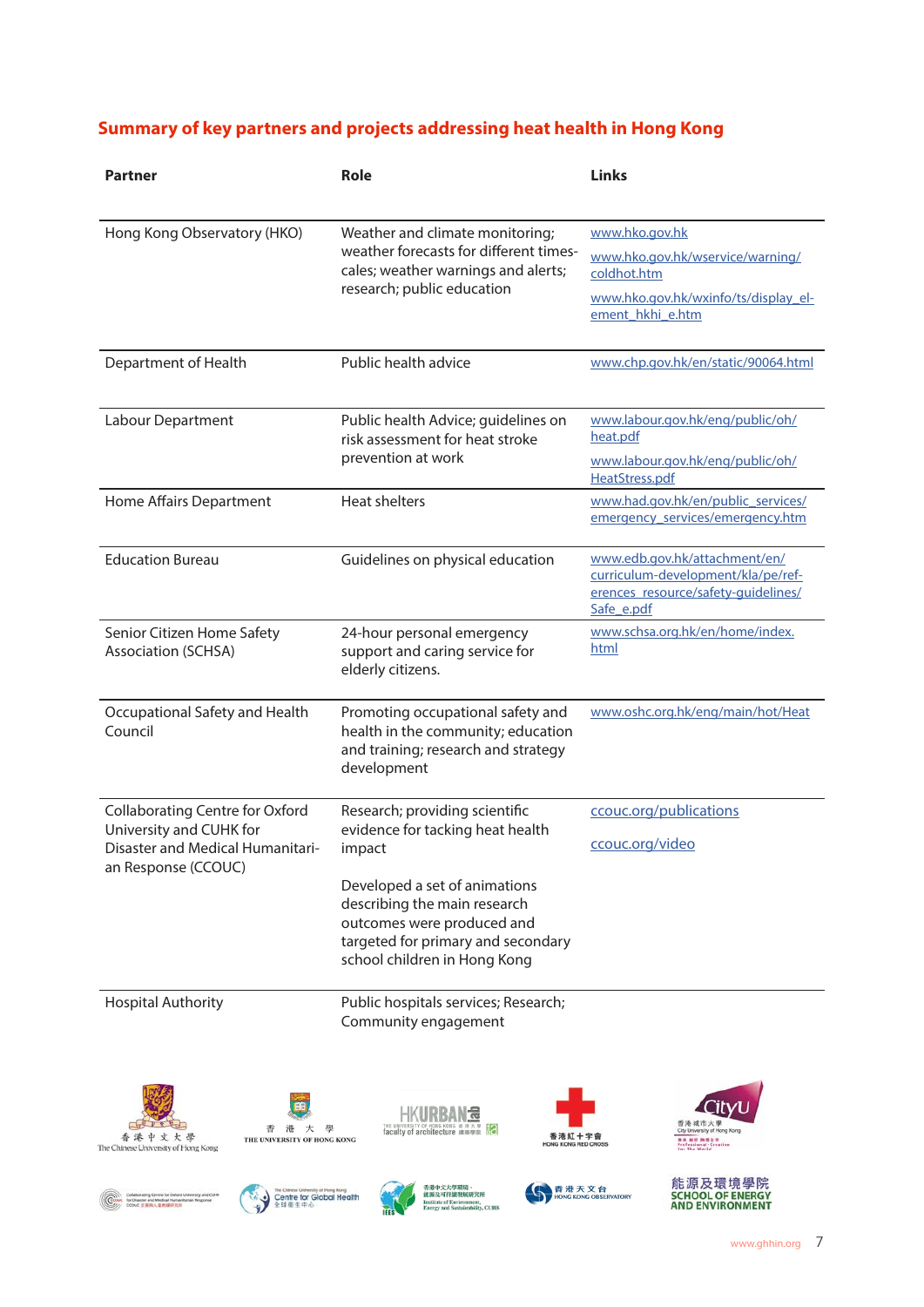## Summary of key partners and projects addressing heat health in Hong Kong

| Partner | Role | Links |
|---|---|---|
| Hong Kong Observatory (HKO) | Weather and climate monitoring; weather forecasts for different time-scales; weather warnings and alerts; research; public education | www.hko.gov.hk<br>www.hko.gov.hk/wservice/warning/coldhot.htm<br>www.hko.gov.hk/wxinfo/ts/display_element_hkhi_e.htm |
| Department of Health | Public health advice | www.chp.gov.hk/en/static/90064.html |
| Labour Department | Public health Advice; guidelines on risk assessment for heat stroke prevention at work | www.labour.gov.hk/eng/public/oh/heat.pdf<br>www.labour.gov.hk/eng/public/oh/HeatStress.pdf |
| Home Affairs Department | Heat shelters | www.had.gov.hk/en/public_services/emergency_services/emergency.htm |
| Education Bureau | Guidelines on physical education | www.edb.gov.hk/attachment/en/curriculum-development/kla/pe/references_resource/safety-guidelines/Safe_e.pdf |
| Senior Citizen Home Safety Association (SCHSA) | 24-hour personal emergency support and caring service for elderly citizens. | www.schsa.org.hk/en/home/index.html |
| Occupational Safety and Health Council | Promoting occupational safety and health in the community; education and training; research and strategy development | www.oshc.org.hk/eng/main/hot/Heat |
| Collaborating Centre for Oxford University and CUHK for Disaster and Medical Humanitarian Response (CCOUC) | Research; providing scientific evidence for tacking heat health impact<br><br>Developed a set of animations describing the main research outcomes were produced and targeted for primary and secondary school children in Hong Kong | ccouc.org/publications<br>ccouc.org/video |
| Hospital Authority | Public hospitals services; Research; Community engagement | |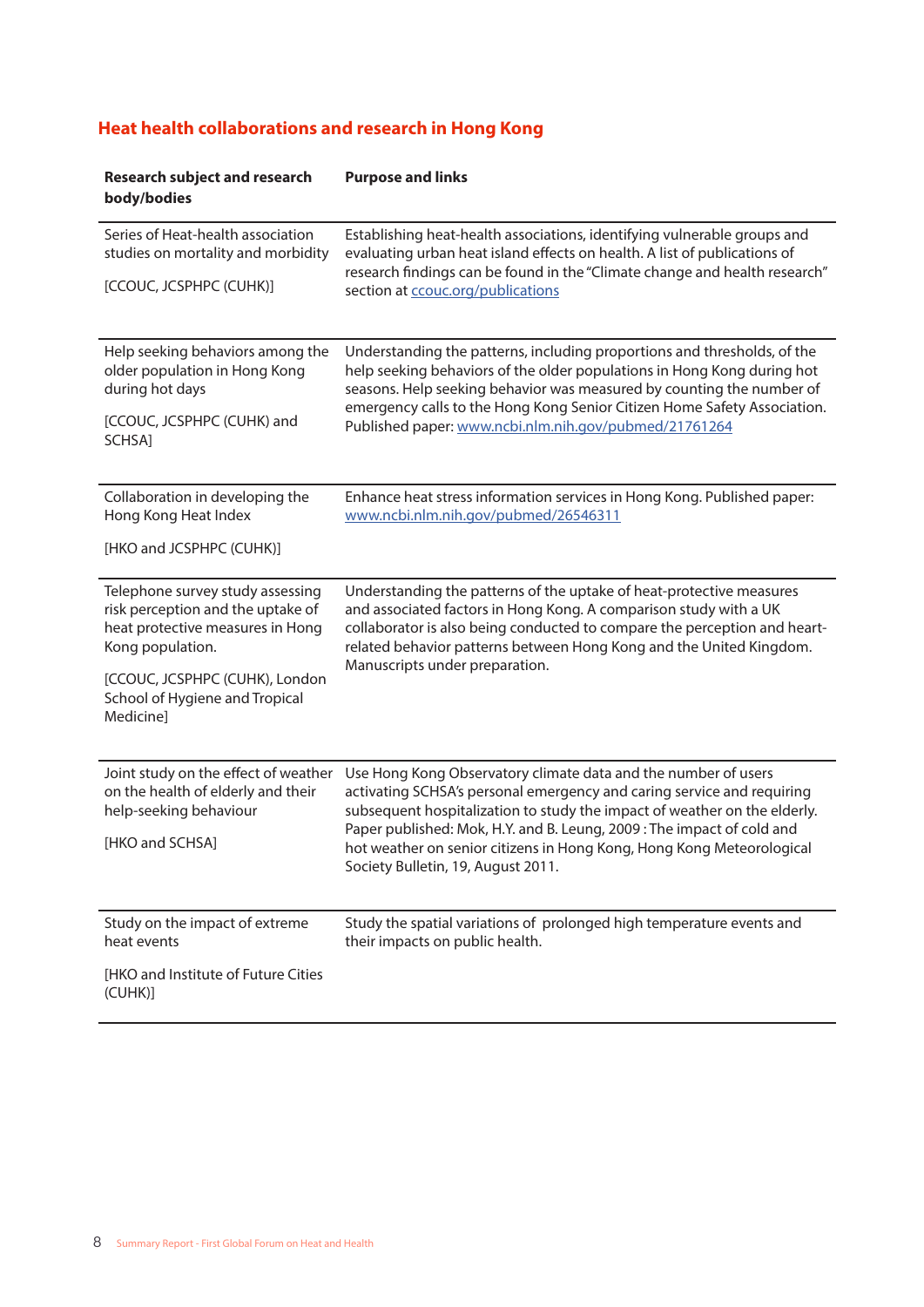## Heat health collaborations and research in Hong Kong

| Research subject and research body/bodies | Purpose and links |
|---|---|
| Series of Heat-health association studies on mortality and morbidity<br><br>[CCOUC, JCSPHPC (CUHK)] | Establishing heat-health associations, identifying vulnerable groups and evaluating urban heat island effects on health. A list of publications of research findings can be found in the "Climate change and health research" section at ccouc.org/publications |
| Help seeking behaviors among the older population in Hong Kong during hot days<br><br>[CCOUC, JCSPHPC (CUHK) and SCHSA] | Understanding the patterns, including proportions and thresholds, of the help seeking behaviors of the older populations in Hong Kong during hot seasons. Help seeking behavior was measured by counting the number of emergency calls to the Hong Kong Senior Citizen Home Safety Association. Published paper: www.ncbi.nlm.nih.gov/pubmed/21761264 |
| Collaboration in developing the Hong Kong Heat Index<br><br>[HKO and JCSPHPC (CUHK)] | Enhance heat stress information services in Hong Kong. Published paper: www.ncbi.nlm.nih.gov/pubmed/26546311 |
| Telephone survey study assessing risk perception and the uptake of heat protective measures in Hong Kong population.<br><br>[CCOUC, JCSPHPC (CUHK), London School of Hygiene and Tropical Medicine] | Understanding the patterns of the uptake of heat-protective measures and associated factors in Hong Kong. A comparison study with a UK collaborator is also being conducted to compare the perception and heart-related behavior patterns between Hong Kong and the United Kingdom. Manuscripts under preparation. |
| Joint study on the effect of weather on the health of elderly and their help-seeking behaviour<br><br>[HKO and SCHSA] | Use Hong Kong Observatory climate data and the number of users activating SCHSA's personal emergency and caring service and requiring subsequent hospitalization to study the impact of weather on the elderly. Paper published: Mok, H.Y. and B. Leung, 2009 : The impact of cold and hot weather on senior citizens in Hong Kong, Hong Kong Meteorological Society Bulletin, 19, August 2011. |
| Study on the impact of extreme heat events<br><br>[HKO and Institute of Future Cities (CUHK)] | Study the spatial variations of prolonged high temperature events and their impacts on public health. |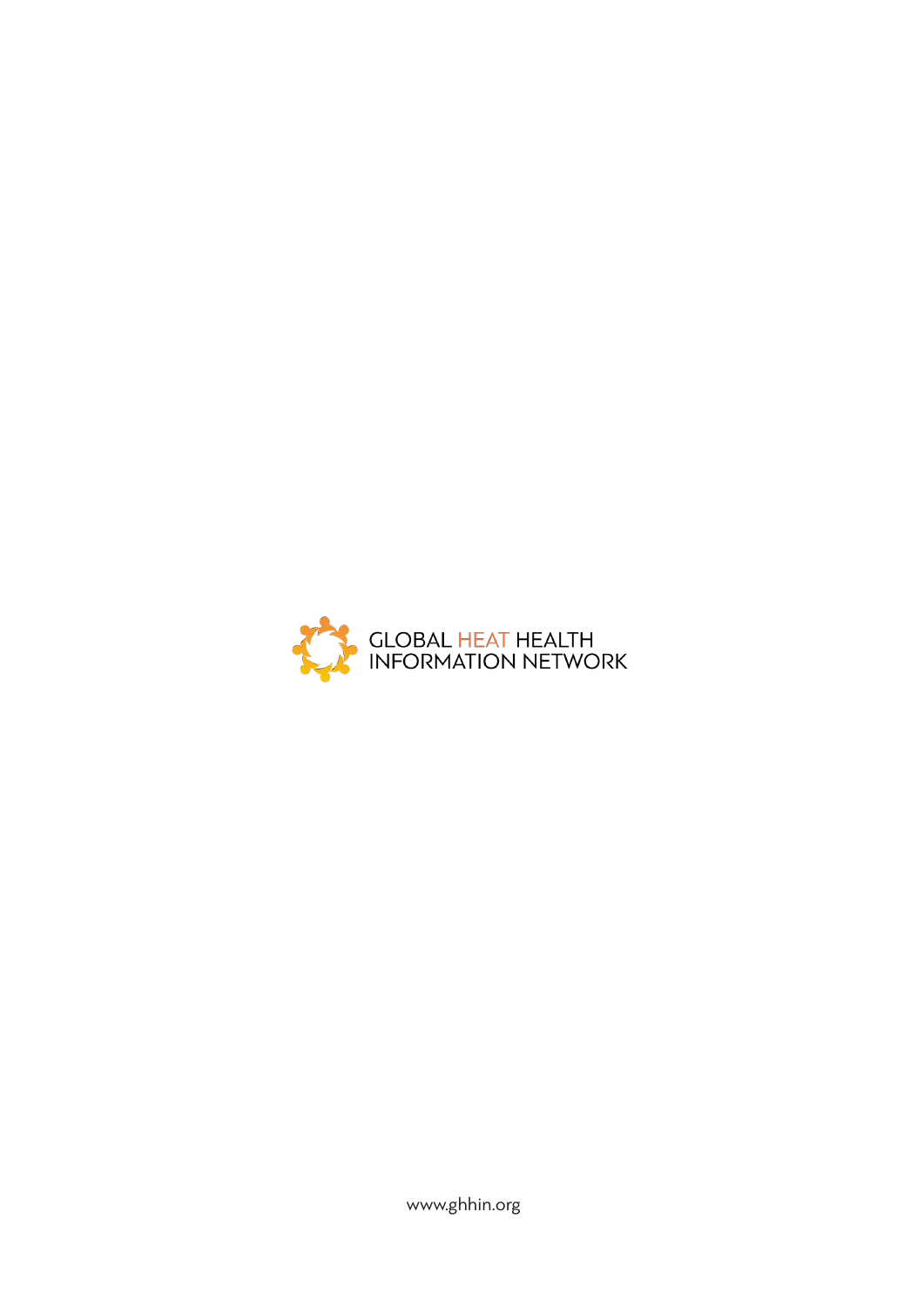GLOBAL HEAT HEALTH
INFORMATION NETWORK

www.ghhin.org